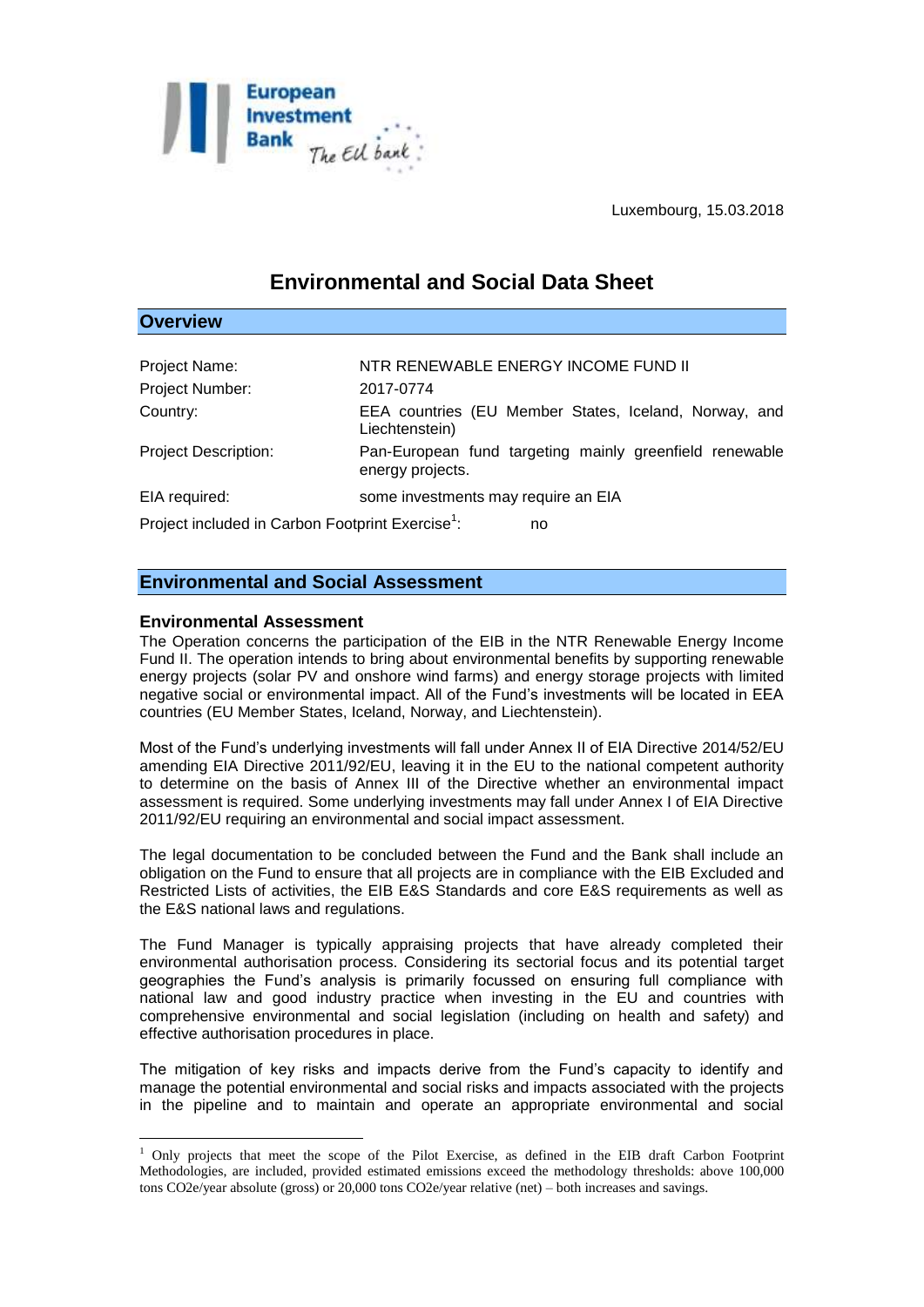Luxembourg, 15.03.2018

# Environmental and Social Data Sheet

## Overview

| | |
|---|---|
| Project Name: | NTR RENEWABLE ENERGY INCOME FUND II |
| Project Number: | 2017-0774 |
| Country: | EEA countries (EU Member States, Iceland, Norway, and Liechtenstein) |
| Project Description: | Pan-European fund targeting mainly greenfield renewable energy projects. |
| EIA required: | some investments may require an EIA |
| Project included in Carbon Footprint Exercise[1]: | no |

## Environmental and Social Assessment

### Environmental Assessment

The Operation concerns the participation of the EIB in the NTR Renewable Energy Income Fund II. The operation intends to bring about environmental benefits by supporting renewable energy projects (solar PV and onshore wind farms) and energy storage projects with limited negative social or environmental impact. All of the Fund's investments will be located in EEA countries (EU Member States, Iceland, Norway, and Liechtenstein).

Most of the Fund's underlying investments will fall under Annex II of EIA Directive 2014/52/EU amending EIA Directive 2011/92/EU, leaving it in the EU to the national competent authority to determine on the basis of Annex III of the Directive whether an environmental impact assessment is required. Some underlying investments may fall under Annex I of EIA Directive 2011/92/EU requiring an environmental and social impact assessment.

The legal documentation to be concluded between the Fund and the Bank shall include an obligation on the Fund to ensure that all projects are in compliance with the EIB Excluded and Restricted Lists of activities, the EIB E&S Standards and core E&S requirements as well as the E&S national laws and regulations.

The Fund Manager is typically appraising projects that have already completed their environmental authorisation process. Considering its sectorial focus and its potential target geographies the Fund's analysis is primarily focussed on ensuring full compliance with national law and good industry practice when investing in the EU and countries with comprehensive environmental and social legislation (including on health and safety) and effective authorisation procedures in place.

The mitigation of key risks and impacts derive from the Fund's capacity to identify and manage the potential environmental and social risks and impacts associated with the projects in the pipeline and to maintain and operate an appropriate environmental and social

[1] Only projects that meet the scope of the Pilot Exercise, as defined in the EIB draft Carbon Footprint Methodologies, are included, provided estimated emissions exceed the methodology thresholds: above 100,000 tons $CO_2$e/year absolute (gross) or 20,000 tons $CO_2$e/year relative (net) – both increases and savings.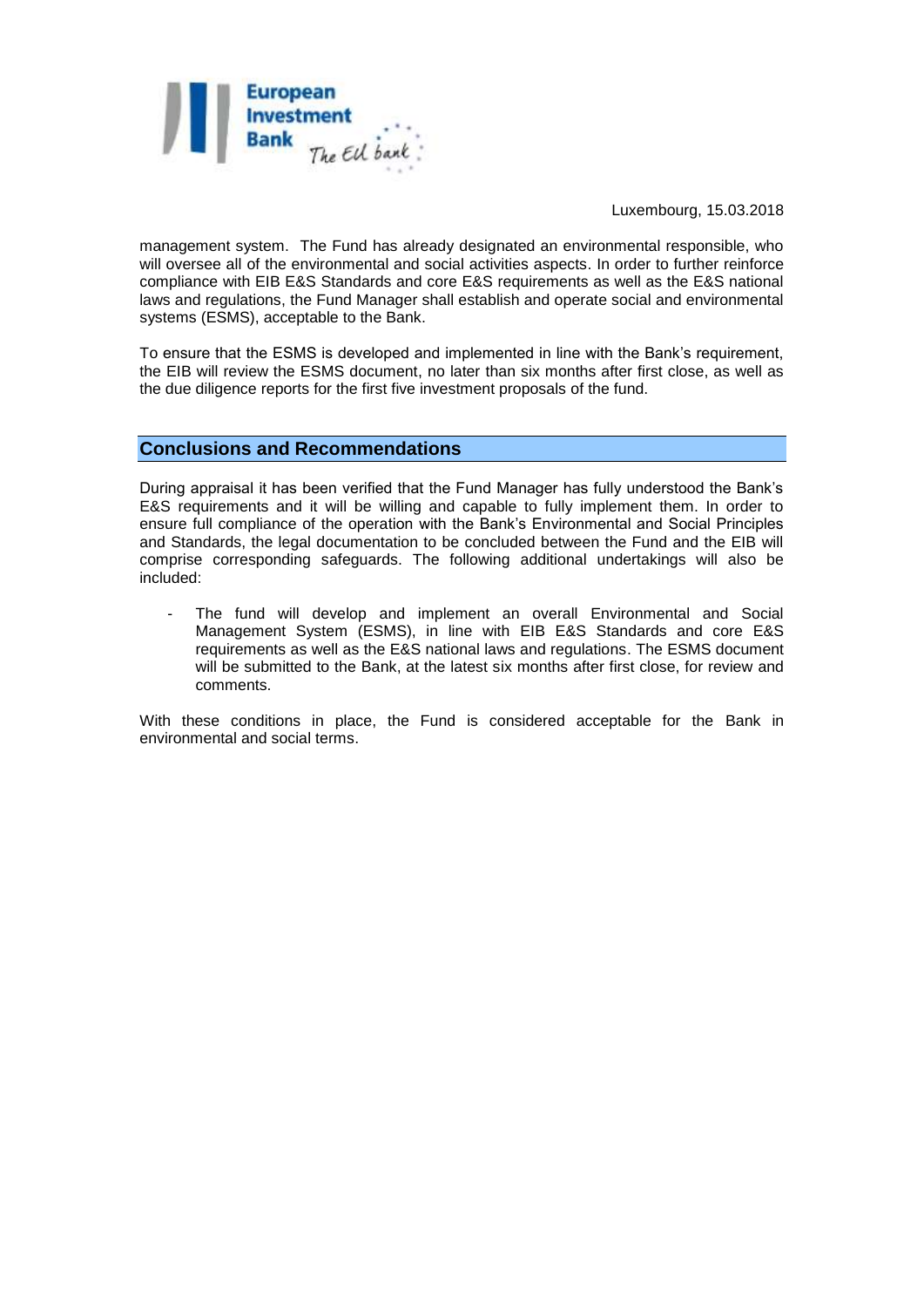Luxembourg, 15.03.2018

management system. The Fund has already designated an environmental responsible, who will oversee all of the environmental and social activities aspects. In order to further reinforce compliance with EIB E&S Standards and core E&S requirements as well as the E&S national laws and regulations, the Fund Manager shall establish and operate social and environmental systems (ESMS), acceptable to the Bank.

To ensure that the ESMS is developed and implemented in line with the Bank's requirement, the EIB will review the ESMS document, no later than six months after first close, as well as the due diligence reports for the first five investment proposals of the fund.

## Conclusions and Recommendations

During appraisal it has been verified that the Fund Manager has fully understood the Bank's E&S requirements and it will be willing and capable to fully implement them. In order to ensure full compliance of the operation with the Bank's Environmental and Social Principles and Standards, the legal documentation to be concluded between the Fund and the EIB will comprise corresponding safeguards. The following additional undertakings will also be included:

- The fund will develop and implement an overall Environmental and Social Management System (ESMS), in line with EIB E&S Standards and core E&S requirements as well as the E&S national laws and regulations. The ESMS document will be submitted to the Bank, at the latest six months after first close, for review and comments.

With these conditions in place, the Fund is considered acceptable for the Bank in environmental and social terms.